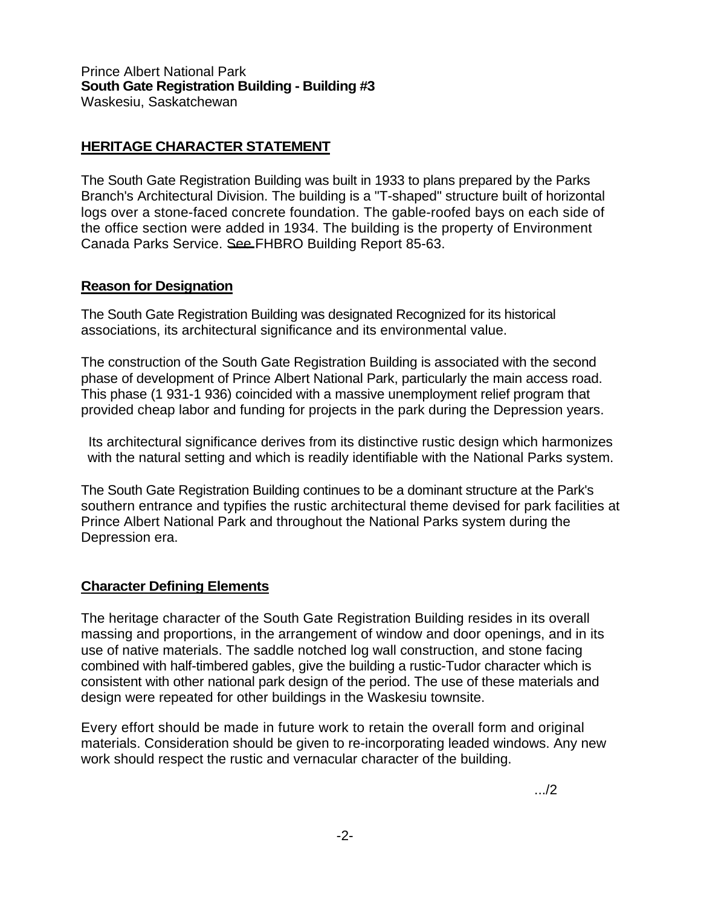Prince Albert National Park
**South Gate Registration Building - Building #3**
Waskesiu, Saskatchewan

## HERITAGE CHARACTER STATEMENT

The South Gate Registration Building was built in 1933 to plans prepared by the Parks Branch's Architectural Division. The building is a "T-shaped" structure built of horizontal logs over a stone-faced concrete foundation. The gable-roofed bays on each side of the office section were added in 1934. The building is the property of Environment Canada Parks Service. See FHBRO Building Report 85-63.

### Reason for Designation

The South Gate Registration Building was designated Recognized for its historical associations, its architectural significance and its environmental value.

The construction of the South Gate Registration Building is associated with the second phase of development of Prince Albert National Park, particularly the main access road. This phase (1 931-1 936) coincided with a massive unemployment relief program that provided cheap labor and funding for projects in the park during the Depression years.

Its architectural significance derives from its distinctive rustic design which harmonizes with the natural setting and which is readily identifiable with the National Parks system.

The South Gate Registration Building continues to be a dominant structure at the Park's southern entrance and typifies the rustic architectural theme devised for park facilities at Prince Albert National Park and throughout the National Parks system during the Depression era.

### Character Defining Elements

The heritage character of the South Gate Registration Building resides in its overall massing and proportions, in the arrangement of window and door openings, and in its use of native materials. The saddle notched log wall construction, and stone facing combined with half-timbered gables, give the building a rustic-Tudor character which is consistent with other national park design of the period. The use of these materials and design were repeated for other buildings in the Waskesiu townsite.

Every effort should be made in future work to retain the overall form and original materials. Consideration should be given to re-incorporating leaded windows. Any new work should respect the rustic and vernacular character of the building.

.../2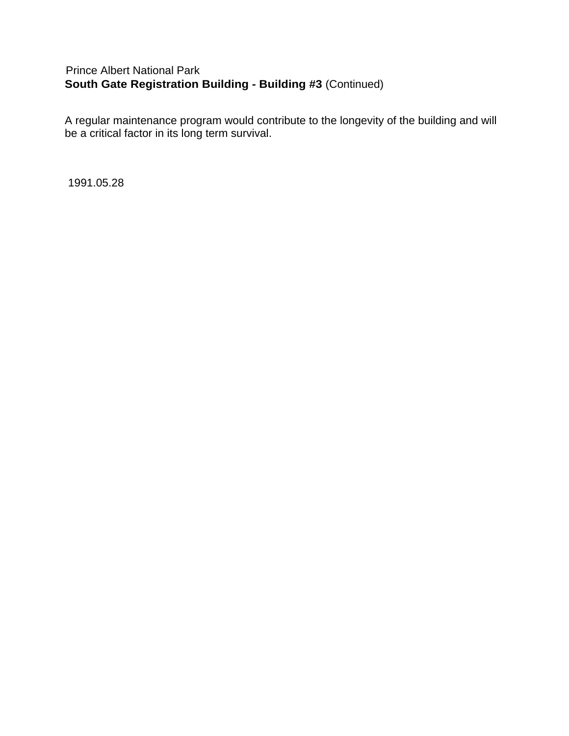Prince Albert National Park

**South Gate Registration Building - Building #3** (Continued)

A regular maintenance program would contribute to the longevity of the building and will be a critical factor in its long term survival.

1991.05.28